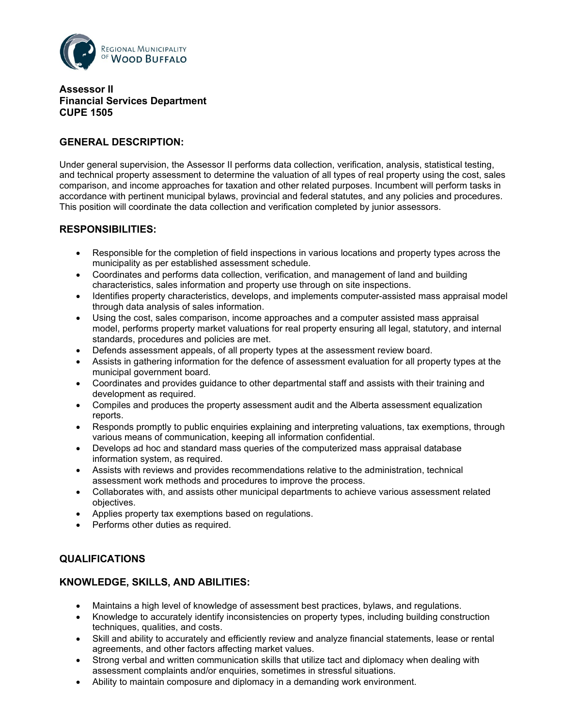Regional Municipality of Wood Buffalo

**Assessor II**
**Financial Services Department**
**CUPE 1505**

## GENERAL DESCRIPTION:

Under general supervision, the Assessor II performs data collection, verification, analysis, statistical testing, and technical property assessment to determine the valuation of all types of real property using the cost, sales comparison, and income approaches for taxation and other related purposes. Incumbent will perform tasks in accordance with pertinent municipal bylaws, provincial and federal statutes, and any policies and procedures. This position will coordinate the data collection and verification completed by junior assessors.

## RESPONSIBILITIES:

- Responsible for the completion of field inspections in various locations and property types across the municipality as per established assessment schedule.
- Coordinates and performs data collection, verification, and management of land and building characteristics, sales information and property use through on site inspections.
- Identifies property characteristics, develops, and implements computer-assisted mass appraisal model through data analysis of sales information.
- Using the cost, sales comparison, income approaches and a computer assisted mass appraisal model, performs property market valuations for real property ensuring all legal, statutory, and internal standards, procedures and policies are met.
- Defends assessment appeals, of all property types at the assessment review board.
- Assists in gathering information for the defence of assessment evaluation for all property types at the municipal government board.
- Coordinates and provides guidance to other departmental staff and assists with their training and development as required.
- Compiles and produces the property assessment audit and the Alberta assessment equalization reports.
- Responds promptly to public enquiries explaining and interpreting valuations, tax exemptions, through various means of communication, keeping all information confidential.
- Develops ad hoc and standard mass queries of the computerized mass appraisal database information system, as required.
- Assists with reviews and provides recommendations relative to the administration, technical assessment work methods and procedures to improve the process.
- Collaborates with, and assists other municipal departments to achieve various assessment related objectives.
- Applies property tax exemptions based on regulations.
- Performs other duties as required.

## QUALIFICATIONS

## KNOWLEDGE, SKILLS, AND ABILITIES:

- Maintains a high level of knowledge of assessment best practices, bylaws, and regulations.
- Knowledge to accurately identify inconsistencies on property types, including building construction techniques, qualities, and costs.
- Skill and ability to accurately and efficiently review and analyze financial statements, lease or rental agreements, and other factors affecting market values.
- Strong verbal and written communication skills that utilize tact and diplomacy when dealing with assessment complaints and/or enquiries, sometimes in stressful situations.
- Ability to maintain composure and diplomacy in a demanding work environment.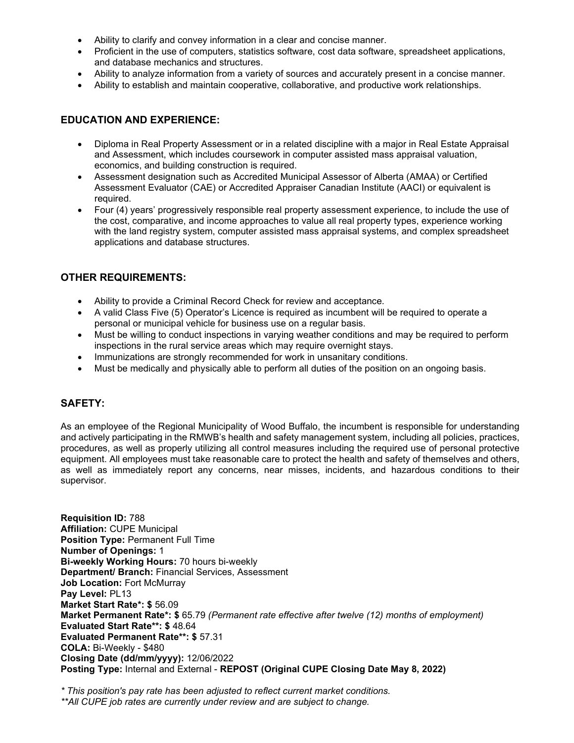- Ability to clarify and convey information in a clear and concise manner.
- Proficient in the use of computers, statistics software, cost data software, spreadsheet applications, and database mechanics and structures.
- Ability to analyze information from a variety of sources and accurately present in a concise manner.
- Ability to establish and maintain cooperative, collaborative, and productive work relationships.

## EDUCATION AND EXPERIENCE:

- Diploma in Real Property Assessment or in a related discipline with a major in Real Estate Appraisal and Assessment, which includes coursework in computer assisted mass appraisal valuation, economics, and building construction is required.
- Assessment designation such as Accredited Municipal Assessor of Alberta (AMAA) or Certified Assessment Evaluator (CAE) or Accredited Appraiser Canadian Institute (AACI) or equivalent is required.
- Four (4) years' progressively responsible real property assessment experience, to include the use of the cost, comparative, and income approaches to value all real property types, experience working with the land registry system, computer assisted mass appraisal systems, and complex spreadsheet applications and database structures.

## OTHER REQUIREMENTS:

- Ability to provide a Criminal Record Check for review and acceptance.
- A valid Class Five (5) Operator's Licence is required as incumbent will be required to operate a personal or municipal vehicle for business use on a regular basis.
- Must be willing to conduct inspections in varying weather conditions and may be required to perform inspections in the rural service areas which may require overnight stays.
- Immunizations are strongly recommended for work in unsanitary conditions.
- Must be medically and physically able to perform all duties of the position on an ongoing basis.

## SAFETY:

As an employee of the Regional Municipality of Wood Buffalo, the incumbent is responsible for understanding and actively participating in the RMWB's health and safety management system, including all policies, practices, procedures, as well as properly utilizing all control measures including the required use of personal protective equipment. All employees must take reasonable care to protect the health and safety of themselves and others, as well as immediately report any concerns, near misses, incidents, and hazardous conditions to their supervisor.

**Requisition ID:** 788
**Affiliation:** CUPE Municipal
**Position Type:** Permanent Full Time
**Number of Openings:** 1
**Bi-weekly Working Hours:** 70 hours bi-weekly
**Department/ Branch:** Financial Services, Assessment
**Job Location:** Fort McMurray
**Pay Level:** PL13
**Market Start Rate*: $** 56.09
**Market Permanent Rate*: $** 65.79 *(Permanent rate effective after twelve (12) months of employment)*
**Evaluated Start Rate**: $** 48.64
**Evaluated Permanent Rate**: $** 57.31
**COLA:** Bi-Weekly - $480
**Closing Date (dd/mm/yyyy):** 12/06/2022
**Posting Type:** Internal and External - **REPOST (Original CUPE Closing Date May 8, 2022)**

*\* This position's pay rate has been adjusted to reflect current market conditions.*
*\*\*All CUPE job rates are currently under review and are subject to change.*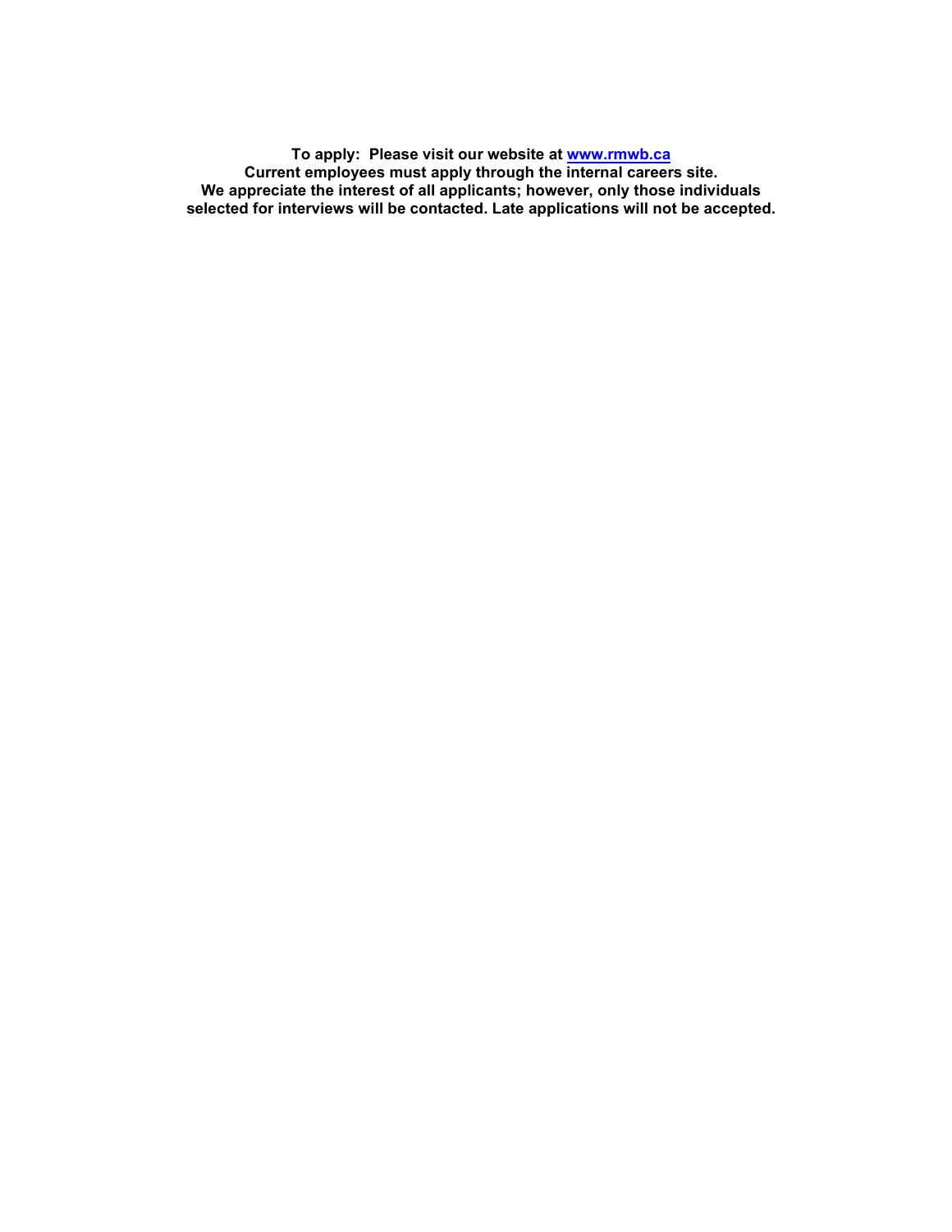**To apply: Please visit our website at [www.rmwb.ca](http://www.rmwb.ca)**
**Current employees must apply through the internal careers site.**
**We appreciate the interest of all applicants; however, only those individuals selected for interviews will be contacted. Late applications will not be accepted.**